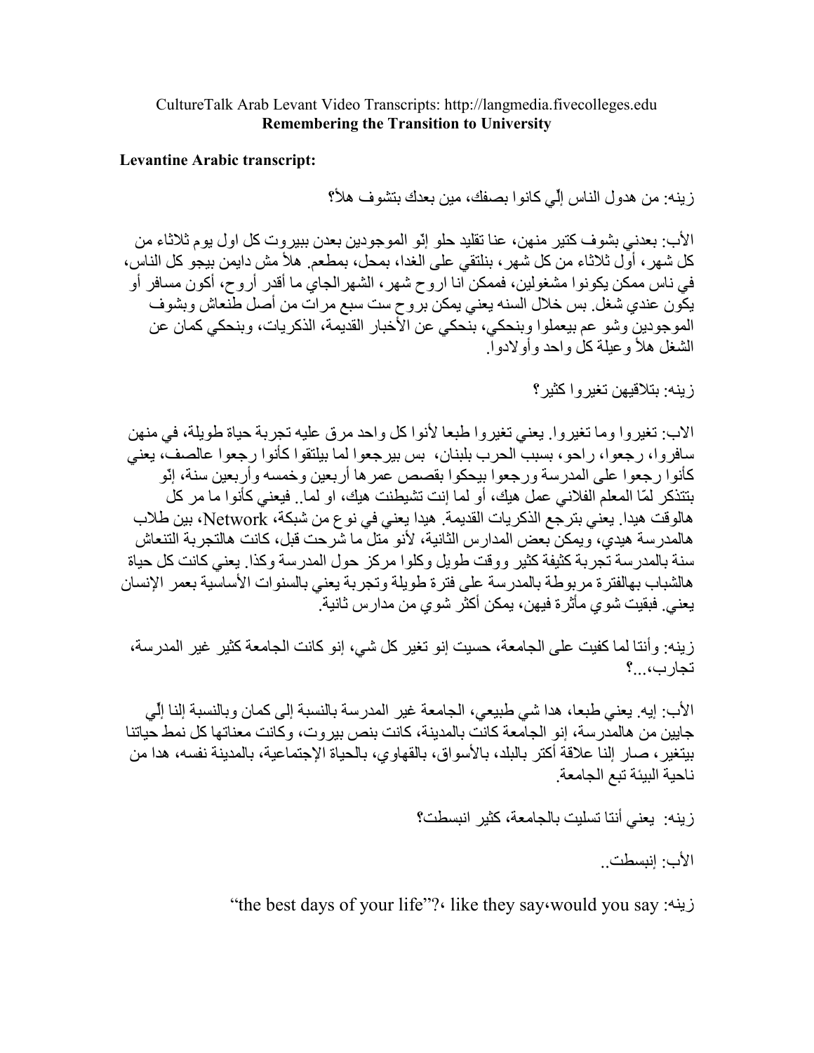CultureTalk Arab Levant Video Transcripts: http://langmedia.fivecolleges.edu
**Remembering the Transition to University**

**Levantine Arabic transcript:**

زينه: من هدول الناس إلّي كانوا بصفك، مين بعدك بتشوف هلأ؟

الأب: بعدني بشوف كتير منهن، عنا تقليد حلو إنّو الموجودين بعدن ببيروت كل اول يوم ثلاثاء من كل شهر، أول ثلاثاء من كل شهر، بنلتقي على الغدا، بمحل، بمطعم. هلأ مش دايمن بيجو كل الناس، في ناس ممكن يكونوا مشغولين، فممكن انا اروح شهر، الشهرالجاي ما أقدر أروح، أكون مسافر أو يكون عندي شغل. بس خلال السنه يعني يمكن بروح ست سبع مرات من أصل طنعاش وبشوف الموجودين وشو عم بيعملوا وبنحكي، بنحكي عن الأخبار القديمة، الذكريات، وبنحكي كمان عن الشغل هلأ وعيلة كل واحد وأولادوا.

زينه: بتلاقيهن تغيروا كثير؟

الاب: تغيروا وما تغيروا. يعني تغيروا طبعا لأنوا كل واحد مرق عليه تجربة حياة طويلة، في منهن سافروا، رجعوا، راحو، بسبب الحرب بلبنان، بس بيرجعوا لما بيلتقوا كأنوا رجعوا عالصف، يعني كأنوا رجعوا على المدرسة ورجعوا بيحكوا بقصص عمرها أربعين وخمسه وأربعين سنة، إنّو بتتذكر لمّا المعلم الفلاني عمل هيك، أو لما إنت تشيطنت هيك، او لما.. فيعني كأنوا ما مر كل هالوقت هيدا. يعني بترجع الذكريات القديمة. هيدا يعني في نوع من شبكة، Network، بين طلاب هالمدرسة هيدي، ويمكن بعض المدارس الثانية، لأنو متل ما شرحت قبل، كانت هالتجربة التنعاش سنة بالمدرسة تجربة كثيفة كثير ووقت طويل وكلوا مركز حول المدرسة وكذا. يعني كانت كل حياة هالشباب بهالفترة مربوطة بالمدرسة على فترة طويلة وتجربة يعني بالسنوات الأساسية بعمر الإنسان يعني. فبقيت شوي مأثرة فيهن، يمكن أكثر شوي من مدارس ثانية.

زينه: وأنتا لما كفيت على الجامعة، حسيت إنو تغير كل شي، إنو كانت الجامعة كثير غير المدرسة، تجارب،...؟

الأب: إيه. يعني طبعا، هدا شي طبيعي، الجامعة غير المدرسة بالنسبة إلى كمان وبالنسبة إلنا إلّي جايين من هالمدرسة، إنو الجامعة كانت بالمدينة، كانت بنص بيروت، وكانت معناتها كل نمط حياتنا بيتغير، صار إلنا علاقة أكتر بالبلد، بالأسواق، بالقهاوي، بالحياة الإجتماعية، بالمدينة نفسه، هدا من ناحية البيئة تبع الجامعة.

زينه: يعني أنتا تسليت بالجامعة، كثير انبسطت؟

الأب: إنبسطت..

زينه: would you say، like they say، "the best days of your life"?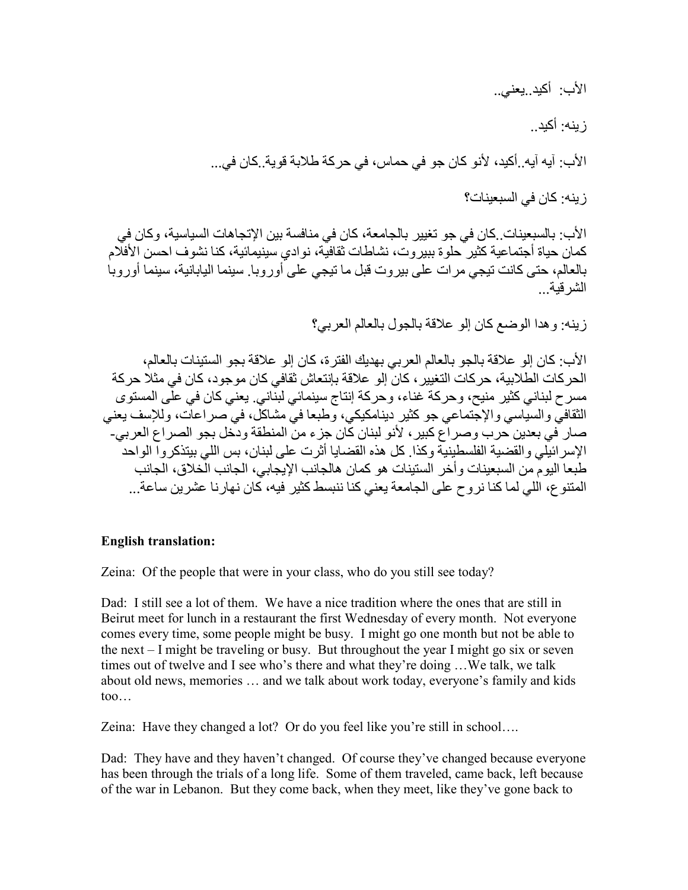الأب: أكيد..يعني..

زينه: أكيد..

الأب: آيه آيه..أكيد، لأنو كان جو في حماس، في حركة طلابة قوية..كان في...

زينه: كان في السبعينات؟

الأب: بالسبعينات..كان في جو تغيير بالجامعة، كان في منافسة بين الإتجاهات السياسية، وكان في كمان حياة أجتماعية كثير حلوة ببيروت، نشاطات ثقافية، نوادي سينيمائية، كنا نشوف احسن الأفلام بالعالم، حتى كانت تيجي مرات على بيروت قبل ما تيجي على أوروبا. سينما اليابانية، سينما أوروبا الشرقية...

زينه: وهدا الوضع كان إلو علاقة بالجول بالعالم العربي؟

الأب: كان إلو علاقة بالجو بالعالم العربي بهديك الفترة، كان إلو علاقة بجو الستينات بالعالم، الحركات الطلابية، حركات التغيير، كان إلو علاقة بإنتعاش ثقافي كان موجود، كان في مثلا حركة مسرح لبناني كثير منيح، وحركة غناء، وحركة إنتاج سينمائي لبناني. يعني كان في على المستوى الثقافي والسياسي والإجتماعي جو كثير ديناميكي، وطبعا في مشاكل، في صراعات، وللإسف يعني صار في بعدين حرب وصراع كبير، لأنو لبنان كان جزء من المنطقة ودخل بجو الصراع العربي- الإسرائيلي والقضية الفلسطينية وكذا. كل هذه القضايا أثرت على لبنان، بس اللي بيتذكروا الواحد طبعا اليوم من السبعينات وأخر الستينات هو كمان هالجانب الإيجابي، الجانب الخلاق، الجانب المتنوع، اللي لما كنا نروح على الجامعة يعني كنا ننبسط كثير فيه، كان نهارنا عشرين ساعة...

**English translation:**

Zeina: Of the people that were in your class, who do you still see today?

Dad: I still see a lot of them. We have a nice tradition where the ones that are still in Beirut meet for lunch in a restaurant the first Wednesday of every month. Not everyone comes every time, some people might be busy. I might go one month but not be able to the next – I might be traveling or busy. But throughout the year I might go six or seven times out of twelve and I see who's there and what they're doing …We talk, we talk about old news, memories … and we talk about work today, everyone's family and kids too…

Zeina: Have they changed a lot? Or do you feel like you're still in school….

Dad: They have and they haven't changed. Of course they've changed because everyone has been through the trials of a long life. Some of them traveled, came back, left because of the war in Lebanon. But they come back, when they meet, like they've gone back to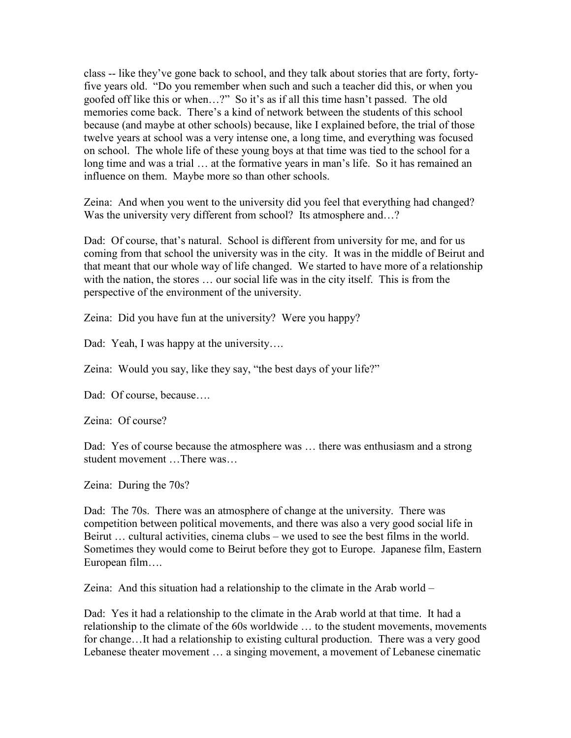class -- like they've gone back to school, and they talk about stories that are forty, forty-five years old. "Do you remember when such and such a teacher did this, or when you goofed off like this or when…?" So it's as if all this time hasn't passed. The old memories come back. There's a kind of network between the students of this school because (and maybe at other schools) because, like I explained before, the trial of those twelve years at school was a very intense one, a long time, and everything was focused on school. The whole life of these young boys at that time was tied to the school for a long time and was a trial … at the formative years in man's life. So it has remained an influence on them. Maybe more so than other schools.

Zeina: And when you went to the university did you feel that everything had changed? Was the university very different from school? Its atmosphere and…?

Dad: Of course, that's natural. School is different from university for me, and for us coming from that school the university was in the city. It was in the middle of Beirut and that meant that our whole way of life changed. We started to have more of a relationship with the nation, the stores … our social life was in the city itself. This is from the perspective of the environment of the university.

Zeina: Did you have fun at the university? Were you happy?

Dad: Yeah, I was happy at the university….

Zeina: Would you say, like they say, "the best days of your life?"

Dad: Of course, because….

Zeina: Of course?

Dad: Yes of course because the atmosphere was … there was enthusiasm and a strong student movement …There was…

Zeina: During the 70s?

Dad: The 70s. There was an atmosphere of change at the university. There was competition between political movements, and there was also a very good social life in Beirut … cultural activities, cinema clubs – we used to see the best films in the world. Sometimes they would come to Beirut before they got to Europe. Japanese film, Eastern European film….

Zeina: And this situation had a relationship to the climate in the Arab world –

Dad: Yes it had a relationship to the climate in the Arab world at that time. It had a relationship to the climate of the 60s worldwide … to the student movements, movements for change…It had a relationship to existing cultural production. There was a very good Lebanese theater movement … a singing movement, a movement of Lebanese cinematic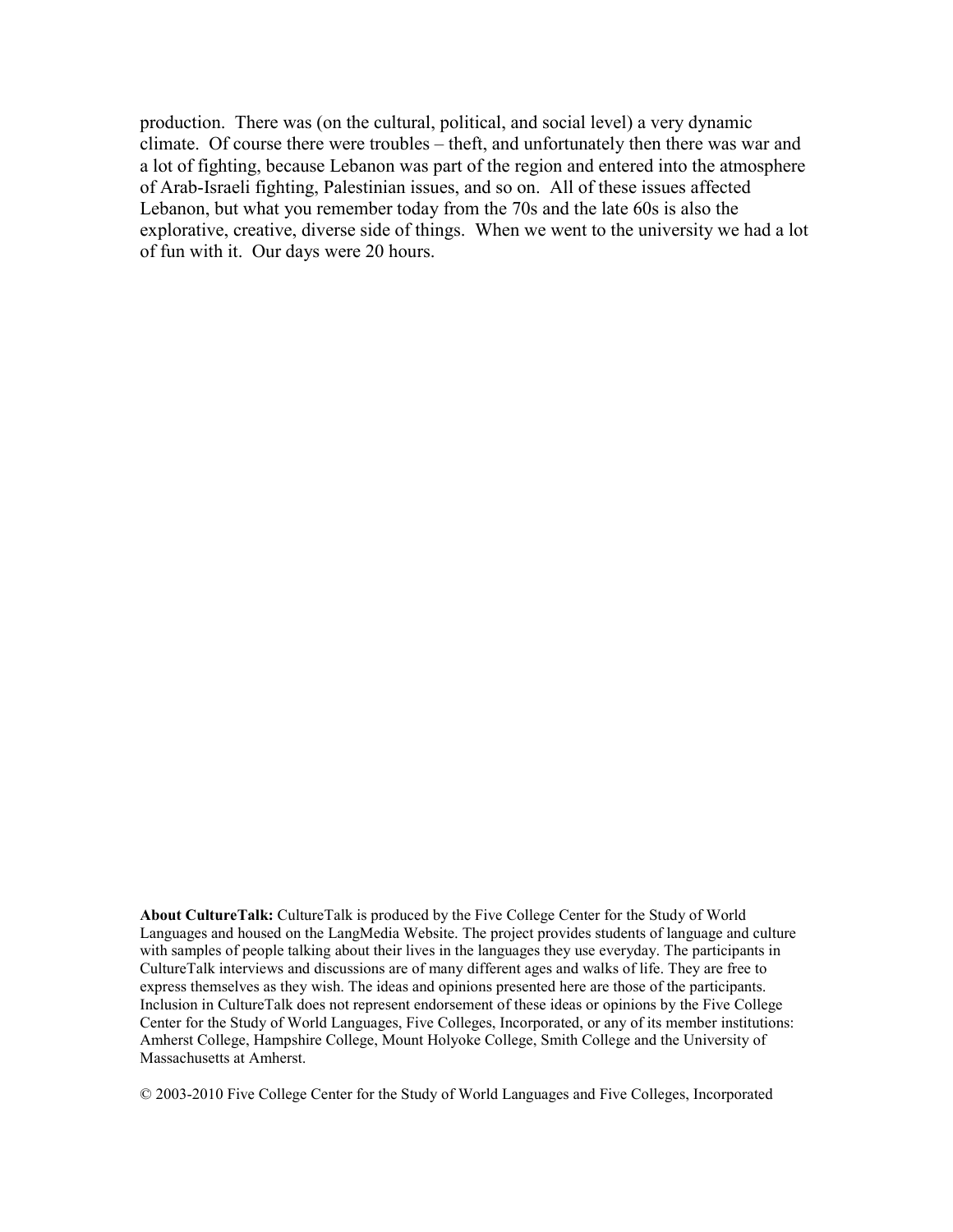production. There was (on the cultural, political, and social level) a very dynamic climate. Of course there were troubles – theft, and unfortunately then there was war and a lot of fighting, because Lebanon was part of the region and entered into the atmosphere of Arab-Israeli fighting, Palestinian issues, and so on. All of these issues affected Lebanon, but what you remember today from the 70s and the late 60s is also the explorative, creative, diverse side of things. When we went to the university we had a lot of fun with it. Our days were 20 hours.

**About CultureTalk:** CultureTalk is produced by the Five College Center for the Study of World Languages and housed on the LangMedia Website. The project provides students of language and culture with samples of people talking about their lives in the languages they use everyday. The participants in CultureTalk interviews and discussions are of many different ages and walks of life. They are free to express themselves as they wish. The ideas and opinions presented here are those of the participants. Inclusion in CultureTalk does not represent endorsement of these ideas or opinions by the Five College Center for the Study of World Languages, Five Colleges, Incorporated, or any of its member institutions: Amherst College, Hampshire College, Mount Holyoke College, Smith College and the University of Massachusetts at Amherst.

© 2003-2010 Five College Center for the Study of World Languages and Five Colleges, Incorporated